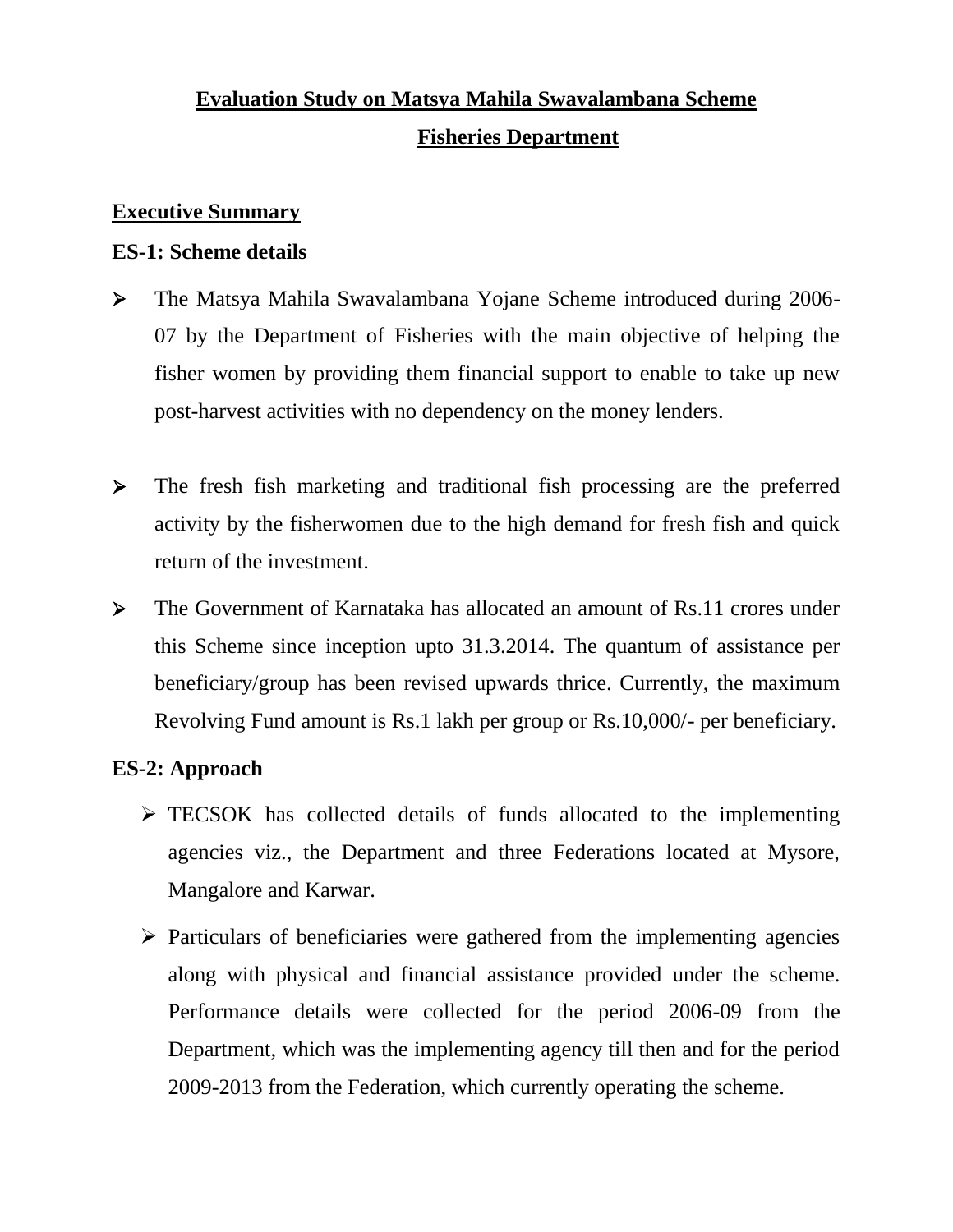# Evaluation Study on Matsya Mahila Swavalambana Scheme

## Fisheries Department

## Executive Summary

### ES-1: Scheme details

- The Matsya Mahila Swavalambana Yojane Scheme introduced during 2006-07 by the Department of Fisheries with the main objective of helping the fisher women by providing them financial support to enable to take up new post-harvest activities with no dependency on the money lenders.

- The fresh fish marketing and traditional fish processing are the preferred activity by the fisherwomen due to the high demand for fresh fish and quick return of the investment.

- The Government of Karnataka has allocated an amount of Rs.11 crores under this Scheme since inception upto 31.3.2014. The quantum of assistance per beneficiary/group has been revised upwards thrice. Currently, the maximum Revolving Fund amount is Rs.1 lakh per group or Rs.10,000/- per beneficiary.

### ES-2: Approach

- TECSOK has collected details of funds allocated to the implementing agencies viz., the Department and three Federations located at Mysore, Mangalore and Karwar.

- Particulars of beneficiaries were gathered from the implementing agencies along with physical and financial assistance provided under the scheme. Performance details were collected for the period 2006-09 from the Department, which was the implementing agency till then and for the period 2009-2013 from the Federation, which currently operating the scheme.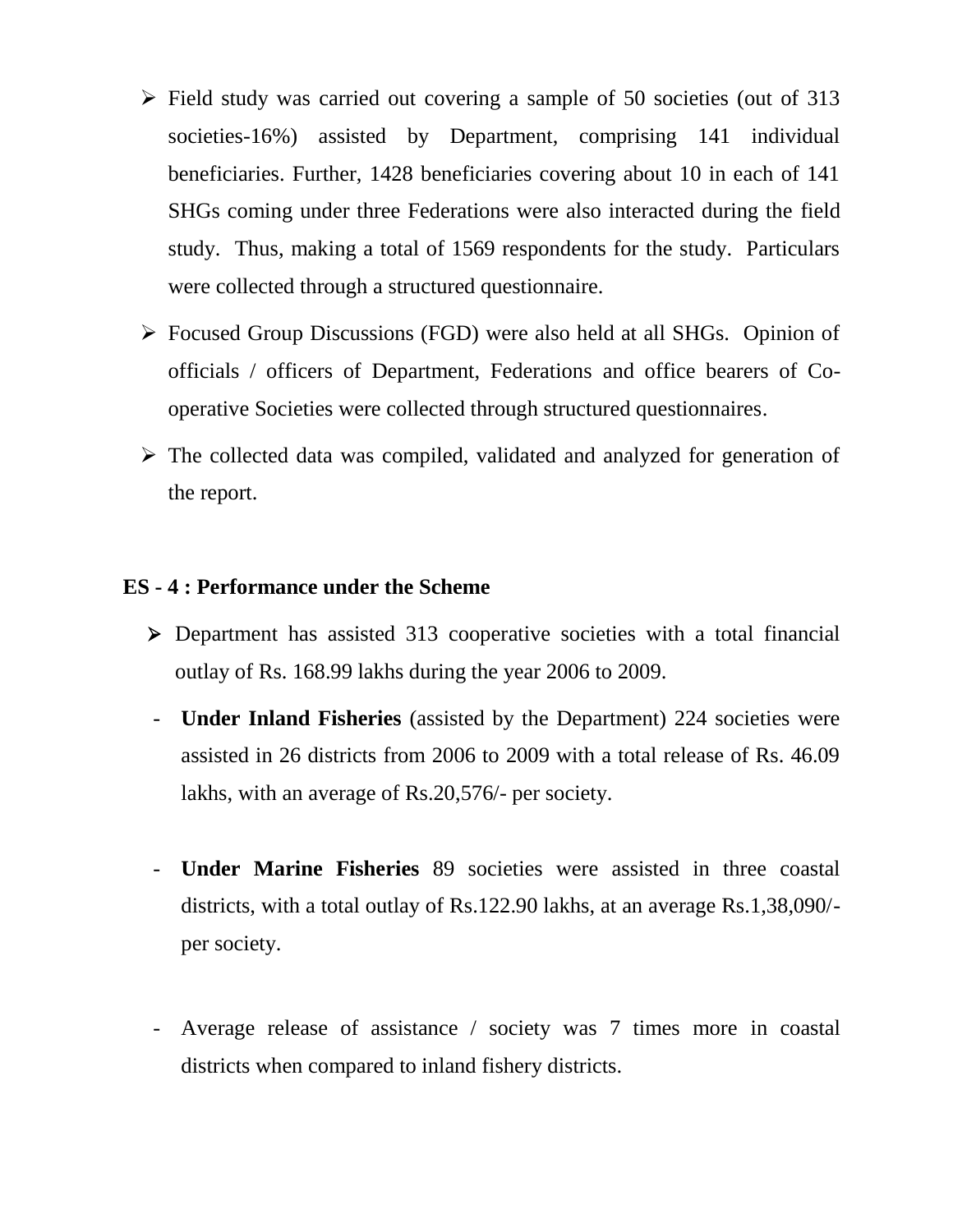- Field study was carried out covering a sample of 50 societies (out of 313 societies-16%) assisted by Department, comprising 141 individual beneficiaries. Further, 1428 beneficiaries covering about 10 in each of 141 SHGs coming under three Federations were also interacted during the field study. Thus, making a total of 1569 respondents for the study. Particulars were collected through a structured questionnaire.
- Focused Group Discussions (FGD) were also held at all SHGs. Opinion of officials / officers of Department, Federations and office bearers of Co-operative Societies were collected through structured questionnaires.
- The collected data was compiled, validated and analyzed for generation of the report.

**ES - 4 : Performance under the Scheme**

- Department has assisted 313 cooperative societies with a total financial outlay of Rs. 168.99 lakhs during the year 2006 to 2009.
  - **Under Inland Fisheries** (assisted by the Department) 224 societies were assisted in 26 districts from 2006 to 2009 with a total release of Rs. 46.09 lakhs, with an average of Rs.20,576/- per society.
  - **Under Marine Fisheries** 89 societies were assisted in three coastal districts, with a total outlay of Rs.122.90 lakhs, at an average Rs.1,38,090/- per society.
  - Average release of assistance / society was 7 times more in coastal districts when compared to inland fishery districts.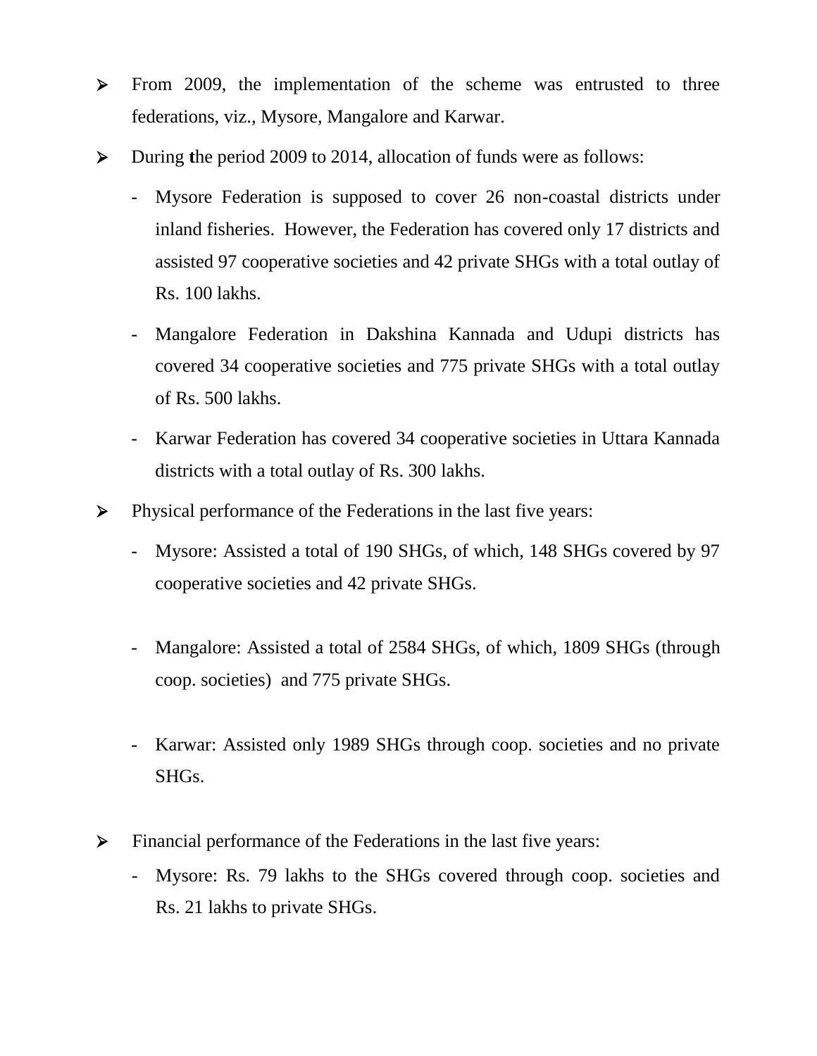- From 2009, the implementation of the scheme was entrusted to three federations, viz., Mysore, Mangalore and Karwar.
- During the period 2009 to 2014, allocation of funds were as follows:
  - Mysore Federation is supposed to cover 26 non-coastal districts under inland fisheries. However, the Federation has covered only 17 districts and assisted 97 cooperative societies and 42 private SHGs with a total outlay of Rs. 100 lakhs.
  - Mangalore Federation in Dakshina Kannada and Udupi districts has covered 34 cooperative societies and 775 private SHGs with a total outlay of Rs. 500 lakhs.
  - Karwar Federation has covered 34 cooperative societies in Uttara Kannada districts with a total outlay of Rs. 300 lakhs.
- Physical performance of the Federations in the last five years:
  - Mysore: Assisted a total of 190 SHGs, of which, 148 SHGs covered by 97 cooperative societies and 42 private SHGs.
  - Mangalore: Assisted a total of 2584 SHGs, of which, 1809 SHGs (through coop. societies) and 775 private SHGs.
  - Karwar: Assisted only 1989 SHGs through coop. societies and no private SHGs.
- Financial performance of the Federations in the last five years:
  - Mysore: Rs. 79 lakhs to the SHGs covered through coop. societies and Rs. 21 lakhs to private SHGs.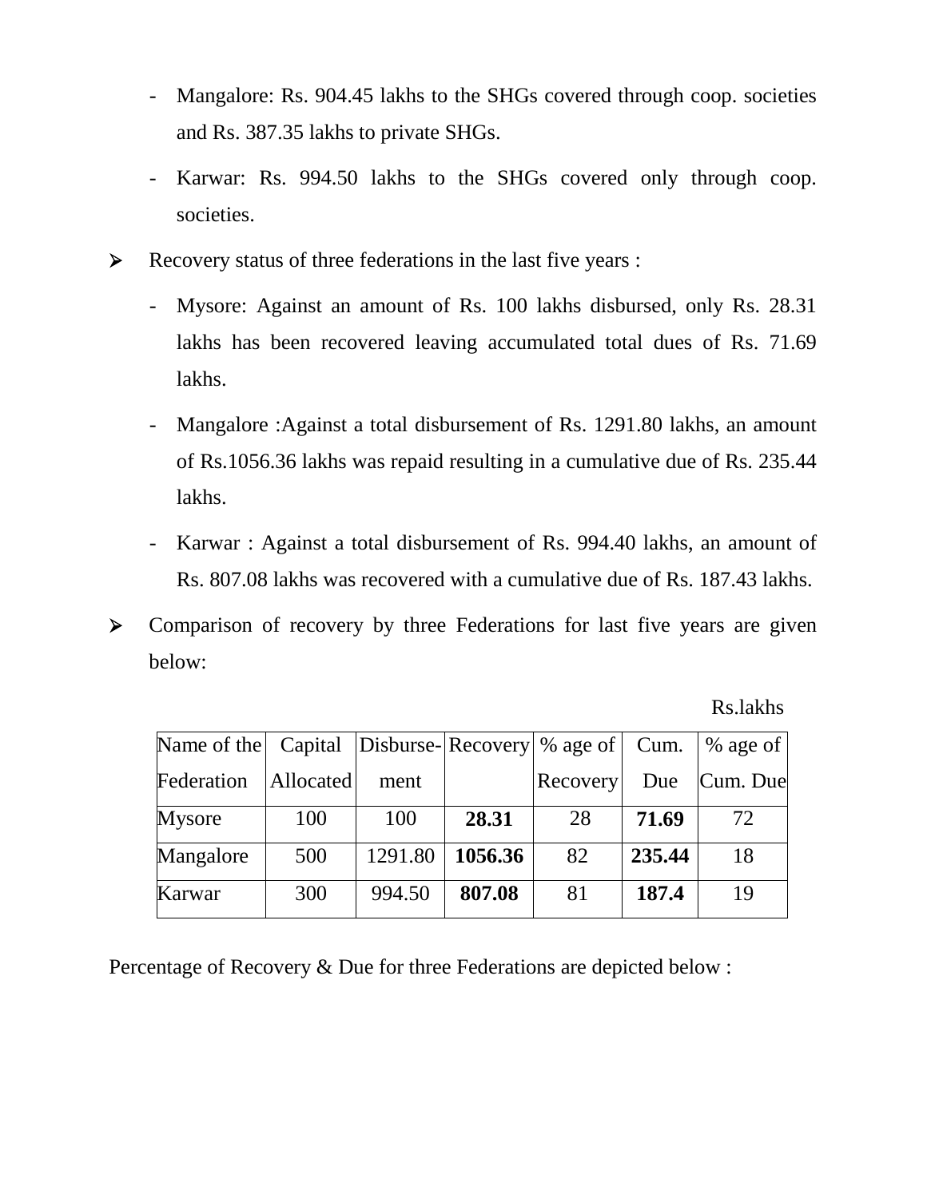- Mangalore: Rs. 904.45 lakhs to the SHGs covered through coop. societies and Rs. 387.35 lakhs to private SHGs.
- Karwar: Rs. 994.50 lakhs to the SHGs covered only through coop. societies.

➢ Recovery status of three federations in the last five years :

- Mysore: Against an amount of Rs. 100 lakhs disbursed, only Rs. 28.31 lakhs has been recovered leaving accumulated total dues of Rs. 71.69 lakhs.
- Mangalore :Against a total disbursement of Rs. 1291.80 lakhs, an amount of Rs.1056.36 lakhs was repaid resulting in a cumulative due of Rs. 235.44 lakhs.
- Karwar : Against a total disbursement of Rs. 994.40 lakhs, an amount of Rs. 807.08 lakhs was recovered with a cumulative due of Rs. 187.43 lakhs.

➢ Comparison of recovery by three Federations for last five years are given below:

Rs.lakhs

| Name of the Federation | Capital Allocated | Disburse-ment | Recovery | % age of Recovery | Cum. Due | % age of Cum. Due |
|---|---|---|---|---|---|---|
| Mysore | 100 | 100 | **28.31** | 28 | **71.69** | 72 |
| Mangalore | 500 | 1291.80 | **1056.36** | 82 | **235.44** | 18 |
| Karwar | 300 | 994.50 | **807.08** | 81 | **187.4** | 19 |

Percentage of Recovery & Due for three Federations are depicted below :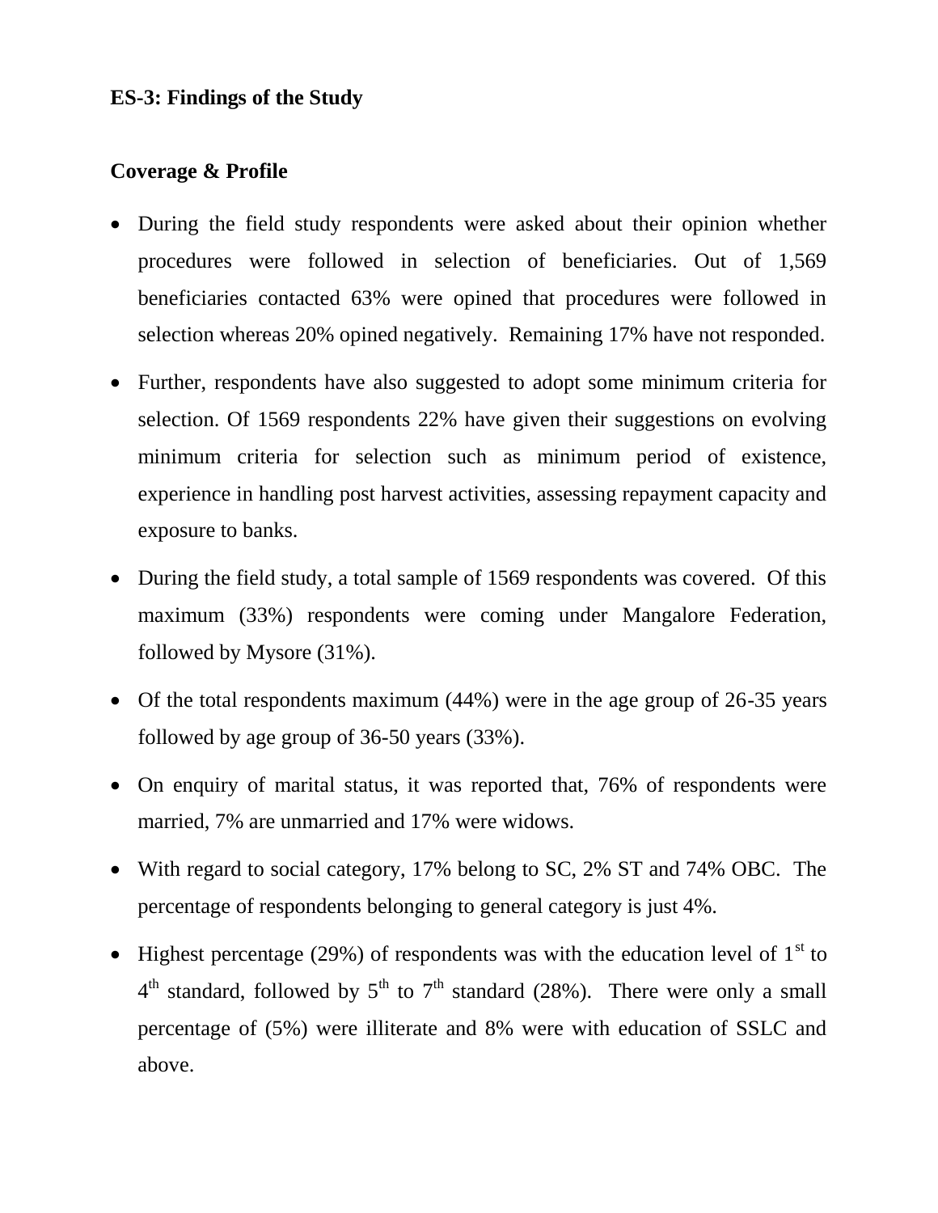**ES-3: Findings of the Study**

**Coverage & Profile**

- During the field study respondents were asked about their opinion whether procedures were followed in selection of beneficiaries. Out of 1,569 beneficiaries contacted 63% were opined that procedures were followed in selection whereas 20% opined negatively. Remaining 17% have not responded.
- Further, respondents have also suggested to adopt some minimum criteria for selection. Of 1569 respondents 22% have given their suggestions on evolving minimum criteria for selection such as minimum period of existence, experience in handling post harvest activities, assessing repayment capacity and exposure to banks.
- During the field study, a total sample of 1569 respondents was covered. Of this maximum (33%) respondents were coming under Mangalore Federation, followed by Mysore (31%).
- Of the total respondents maximum (44%) were in the age group of 26-35 years followed by age group of 36-50 years (33%).
- On enquiry of marital status, it was reported that, 76% of respondents were married, 7% are unmarried and 17% were widows.
- With regard to social category, 17% belong to SC, 2% ST and 74% OBC. The percentage of respondents belonging to general category is just 4%.
- Highest percentage (29%) of respondents was with the education level of 1st to 4th standard, followed by 5th to 7th standard (28%). There were only a small percentage of (5%) were illiterate and 8% were with education of SSLC and above.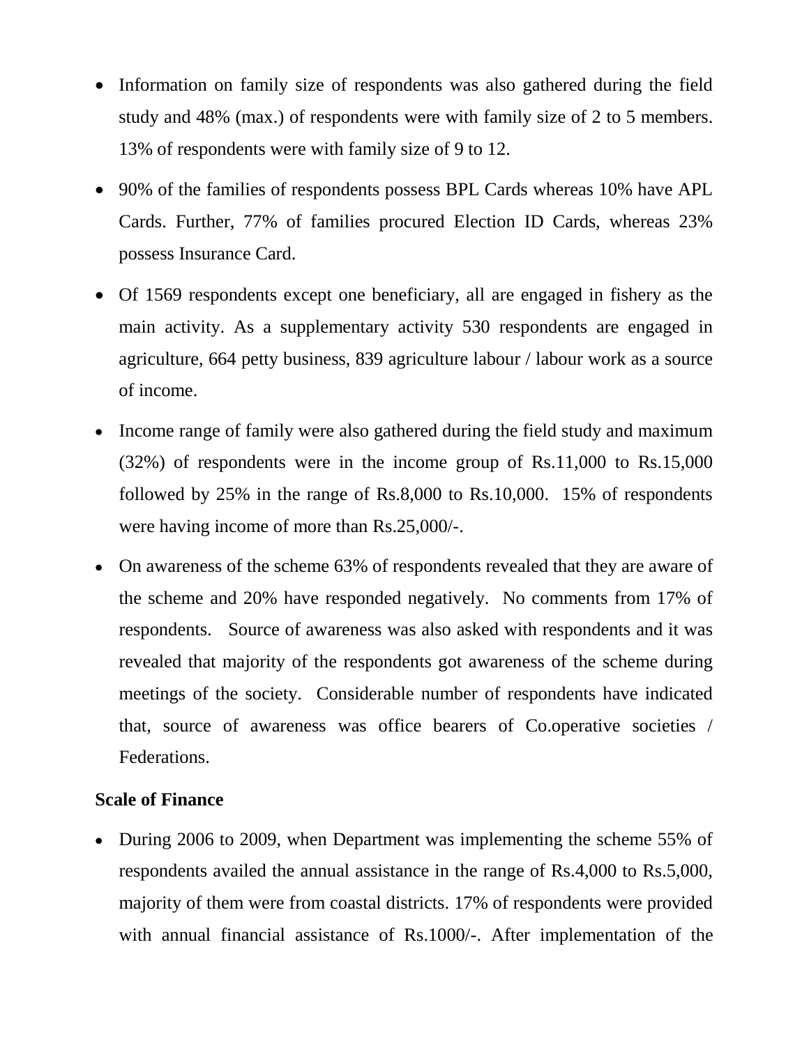- Information on family size of respondents was also gathered during the field study and 48% (max.) of respondents were with family size of 2 to 5 members. 13% of respondents were with family size of 9 to 12.
- 90% of the families of respondents possess BPL Cards whereas 10% have APL Cards. Further, 77% of families procured Election ID Cards, whereas 23% possess Insurance Card.
- Of 1569 respondents except one beneficiary, all are engaged in fishery as the main activity. As a supplementary activity 530 respondents are engaged in agriculture, 664 petty business, 839 agriculture labour / labour work as a source of income.
- Income range of family were also gathered during the field study and maximum (32%) of respondents were in the income group of Rs.11,000 to Rs.15,000 followed by 25% in the range of Rs.8,000 to Rs.10,000. 15% of respondents were having income of more than Rs.25,000/-.
- On awareness of the scheme 63% of respondents revealed that they are aware of the scheme and 20% have responded negatively. No comments from 17% of respondents. Source of awareness was also asked with respondents and it was revealed that majority of the respondents got awareness of the scheme during meetings of the society. Considerable number of respondents have indicated that, source of awareness was office bearers of Co.operative societies / Federations.

**Scale of Finance**

- During 2006 to 2009, when Department was implementing the scheme 55% of respondents availed the annual assistance in the range of Rs.4,000 to Rs.5,000, majority of them were from coastal districts. 17% of respondents were provided with annual financial assistance of Rs.1000/-. After implementation of the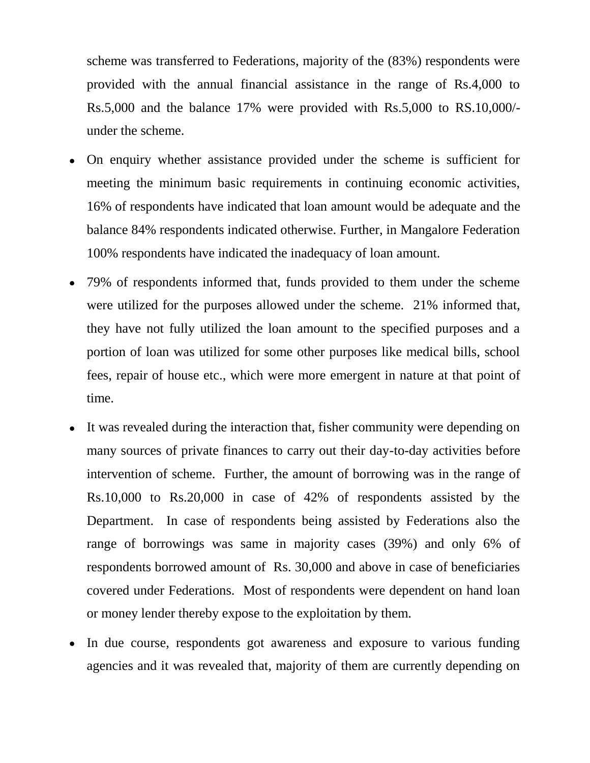scheme was transferred to Federations, majority of the (83%) respondents were provided with the annual financial assistance in the range of Rs.4,000 to Rs.5,000 and the balance 17% were provided with Rs.5,000 to RS.10,000/- under the scheme.

- On enquiry whether assistance provided under the scheme is sufficient for meeting the minimum basic requirements in continuing economic activities, 16% of respondents have indicated that loan amount would be adequate and the balance 84% respondents indicated otherwise. Further, in Mangalore Federation 100% respondents have indicated the inadequacy of loan amount.
- 79% of respondents informed that, funds provided to them under the scheme were utilized for the purposes allowed under the scheme. 21% informed that, they have not fully utilized the loan amount to the specified purposes and a portion of loan was utilized for some other purposes like medical bills, school fees, repair of house etc., which were more emergent in nature at that point of time.
- It was revealed during the interaction that, fisher community were depending on many sources of private finances to carry out their day-to-day activities before intervention of scheme. Further, the amount of borrowing was in the range of Rs.10,000 to Rs.20,000 in case of 42% of respondents assisted by the Department. In case of respondents being assisted by Federations also the range of borrowings was same in majority cases (39%) and only 6% of respondents borrowed amount of Rs. 30,000 and above in case of beneficiaries covered under Federations. Most of respondents were dependent on hand loan or money lender thereby expose to the exploitation by them.
- In due course, respondents got awareness and exposure to various funding agencies and it was revealed that, majority of them are currently depending on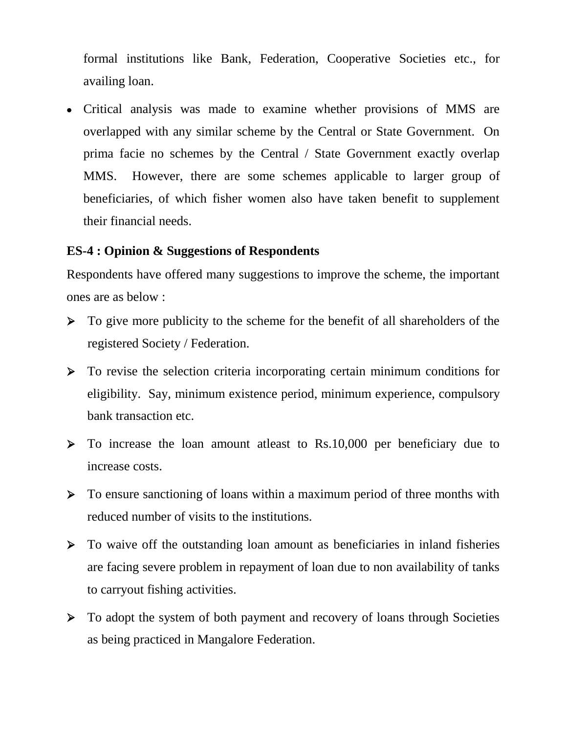formal institutions like Bank, Federation, Cooperative Societies etc., for availing loan.

- Critical analysis was made to examine whether provisions of MMS are overlapped with any similar scheme by the Central or State Government. On prima facie no schemes by the Central / State Government exactly overlap MMS. However, there are some schemes applicable to larger group of beneficiaries, of which fisher women also have taken benefit to supplement their financial needs.

**ES-4 : Opinion & Suggestions of Respondents**

Respondents have offered many suggestions to improve the scheme, the important ones are as below :

- To give more publicity to the scheme for the benefit of all shareholders of the registered Society / Federation.
- To revise the selection criteria incorporating certain minimum conditions for eligibility. Say, minimum existence period, minimum experience, compulsory bank transaction etc.
- To increase the loan amount atleast to Rs.10,000 per beneficiary due to increase costs.
- To ensure sanctioning of loans within a maximum period of three months with reduced number of visits to the institutions.
- To waive off the outstanding loan amount as beneficiaries in inland fisheries are facing severe problem in repayment of loan due to non availability of tanks to carryout fishing activities.
- To adopt the system of both payment and recovery of loans through Societies as being practiced in Mangalore Federation.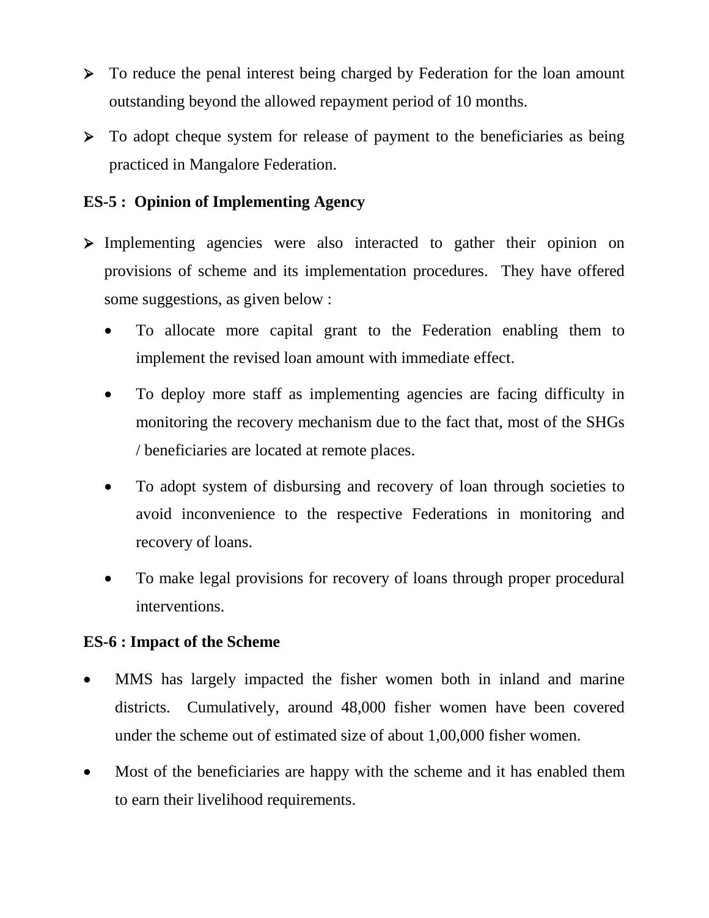- To reduce the penal interest being charged by Federation for the loan amount outstanding beyond the allowed repayment period of 10 months.
- To adopt cheque system for release of payment to the beneficiaries as being practiced in Mangalore Federation.

**ES-5 : Opinion of Implementing Agency**

- Implementing agencies were also interacted to gather their opinion on provisions of scheme and its implementation procedures. They have offered some suggestions, as given below :
  - To allocate more capital grant to the Federation enabling them to implement the revised loan amount with immediate effect.
  - To deploy more staff as implementing agencies are facing difficulty in monitoring the recovery mechanism due to the fact that, most of the SHGs / beneficiaries are located at remote places.
  - To adopt system of disbursing and recovery of loan through societies to avoid inconvenience to the respective Federations in monitoring and recovery of loans.
  - To make legal provisions for recovery of loans through proper procedural interventions.

**ES-6 : Impact of the Scheme**

- MMS has largely impacted the fisher women both in inland and marine districts. Cumulatively, around 48,000 fisher women have been covered under the scheme out of estimated size of about 1,00,000 fisher women.
- Most of the beneficiaries are happy with the scheme and it has enabled them to earn their livelihood requirements.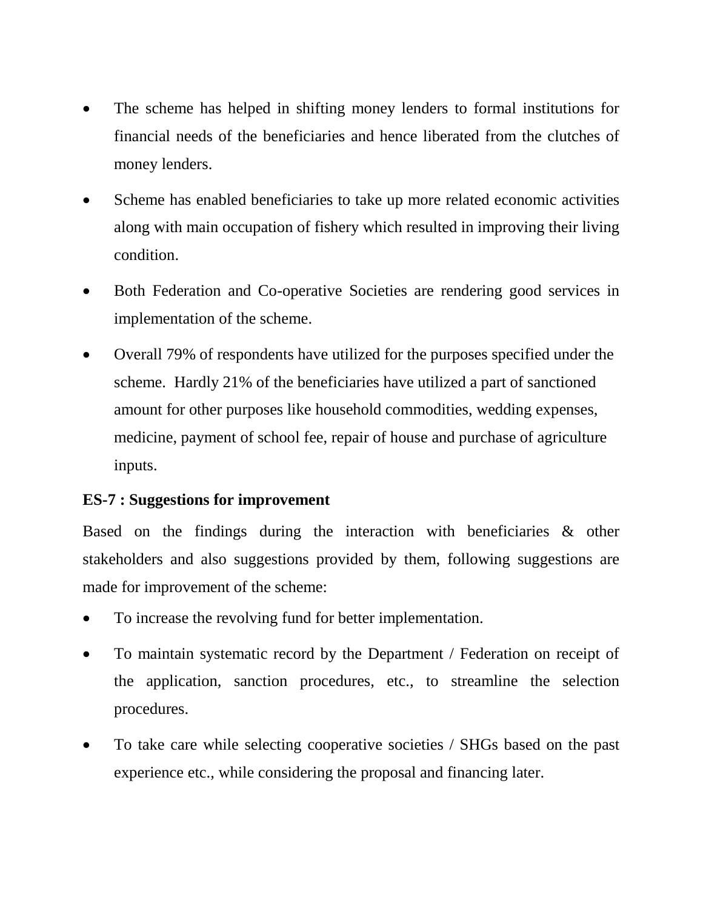- The scheme has helped in shifting money lenders to formal institutions for financial needs of the beneficiaries and hence liberated from the clutches of money lenders.
- Scheme has enabled beneficiaries to take up more related economic activities along with main occupation of fishery which resulted in improving their living condition.
- Both Federation and Co-operative Societies are rendering good services in implementation of the scheme.
- Overall 79% of respondents have utilized for the purposes specified under the scheme. Hardly 21% of the beneficiaries have utilized a part of sanctioned amount for other purposes like household commodities, wedding expenses, medicine, payment of school fee, repair of house and purchase of agriculture inputs.

**ES-7 : Suggestions for improvement**

Based on the findings during the interaction with beneficiaries & other stakeholders and also suggestions provided by them, following suggestions are made for improvement of the scheme:

- To increase the revolving fund for better implementation.
- To maintain systematic record by the Department / Federation on receipt of the application, sanction procedures, etc., to streamline the selection procedures.
- To take care while selecting cooperative societies / SHGs based on the past experience etc., while considering the proposal and financing later.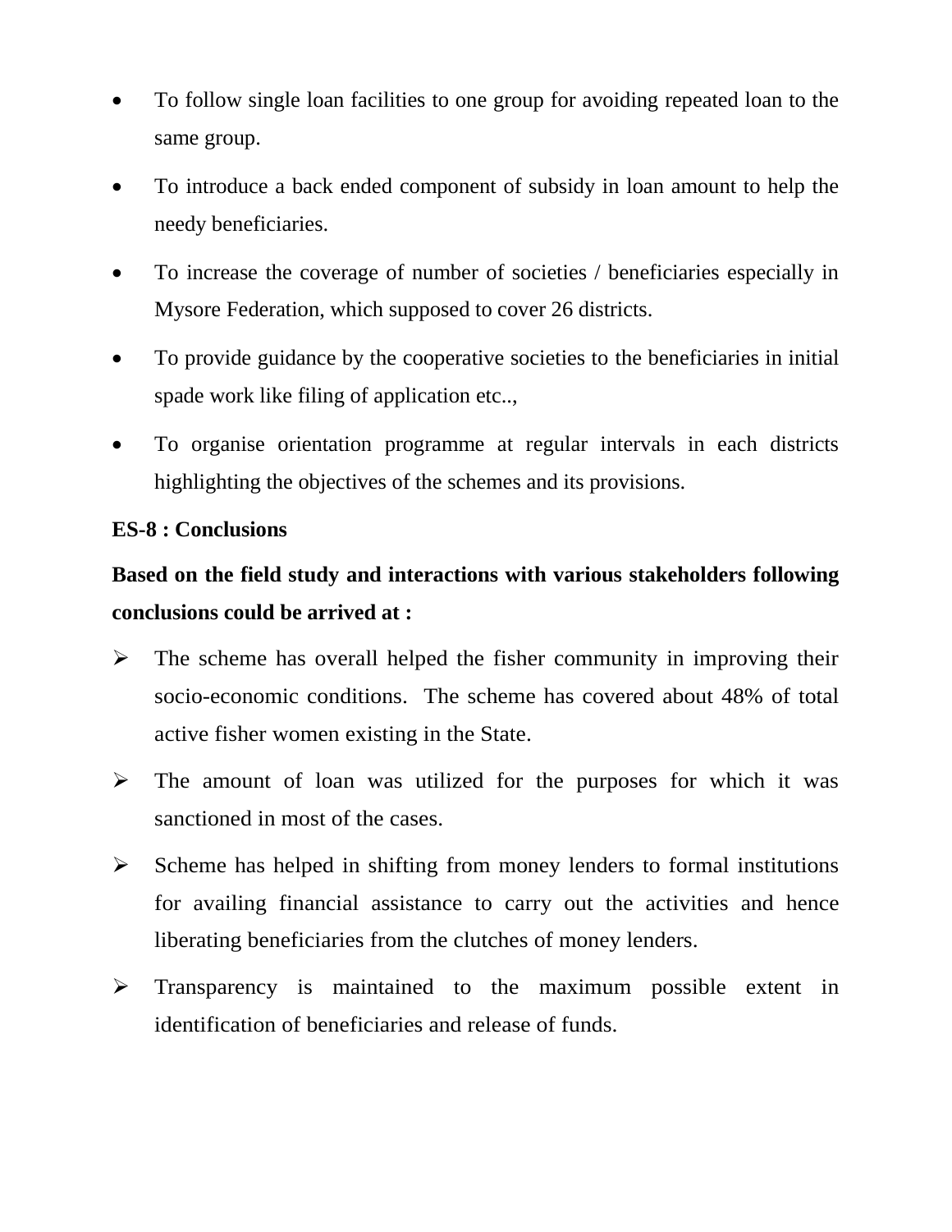- To follow single loan facilities to one group for avoiding repeated loan to the same group.
- To introduce a back ended component of subsidy in loan amount to help the needy beneficiaries.
- To increase the coverage of number of societies / beneficiaries especially in Mysore Federation, which supposed to cover 26 districts.
- To provide guidance by the cooperative societies to the beneficiaries in initial spade work like filing of application etc..,
- To organise orientation programme at regular intervals in each districts highlighting the objectives of the schemes and its provisions.

**ES-8 : Conclusions**

**Based on the field study and interactions with various stakeholders following conclusions could be arrived at :**

- The scheme has overall helped the fisher community in improving their socio-economic conditions. The scheme has covered about 48% of total active fisher women existing in the State.
- The amount of loan was utilized for the purposes for which it was sanctioned in most of the cases.
- Scheme has helped in shifting from money lenders to formal institutions for availing financial assistance to carry out the activities and hence liberating beneficiaries from the clutches of money lenders.
- Transparency is maintained to the maximum possible extent in identification of beneficiaries and release of funds.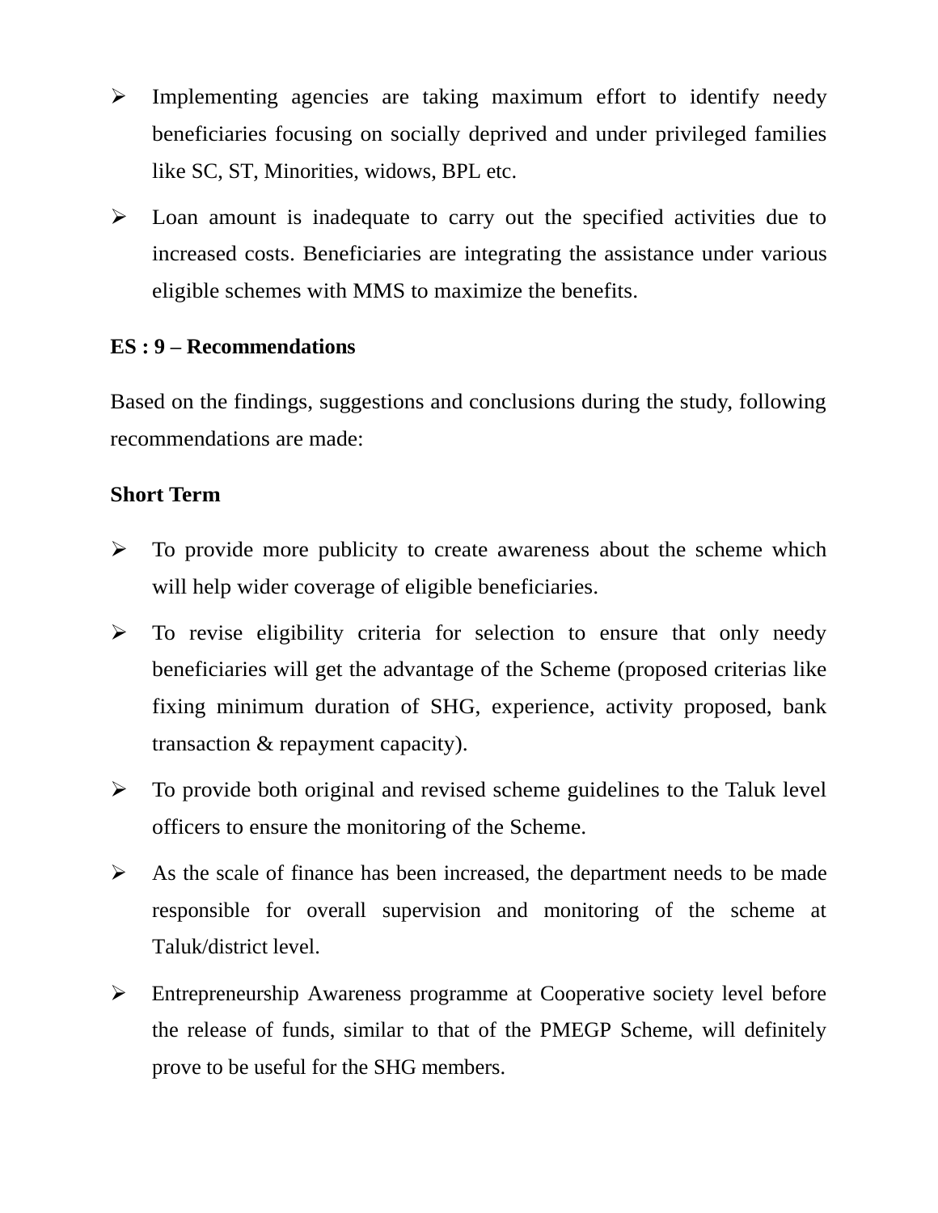- Implementing agencies are taking maximum effort to identify needy beneficiaries focusing on socially deprived and under privileged families like SC, ST, Minorities, widows, BPL etc.
- Loan amount is inadequate to carry out the specified activities due to increased costs. Beneficiaries are integrating the assistance under various eligible schemes with MMS to maximize the benefits.

**ES : 9 – Recommendations**

Based on the findings, suggestions and conclusions during the study, following recommendations are made:

**Short Term**

- To provide more publicity to create awareness about the scheme which will help wider coverage of eligible beneficiaries.
- To revise eligibility criteria for selection to ensure that only needy beneficiaries will get the advantage of the Scheme (proposed criterias like fixing minimum duration of SHG, experience, activity proposed, bank transaction & repayment capacity).
- To provide both original and revised scheme guidelines to the Taluk level officers to ensure the monitoring of the Scheme.
- As the scale of finance has been increased, the department needs to be made responsible for overall supervision and monitoring of the scheme at Taluk/district level.
- Entrepreneurship Awareness programme at Cooperative society level before the release of funds, similar to that of the PMEGP Scheme, will definitely prove to be useful for the SHG members.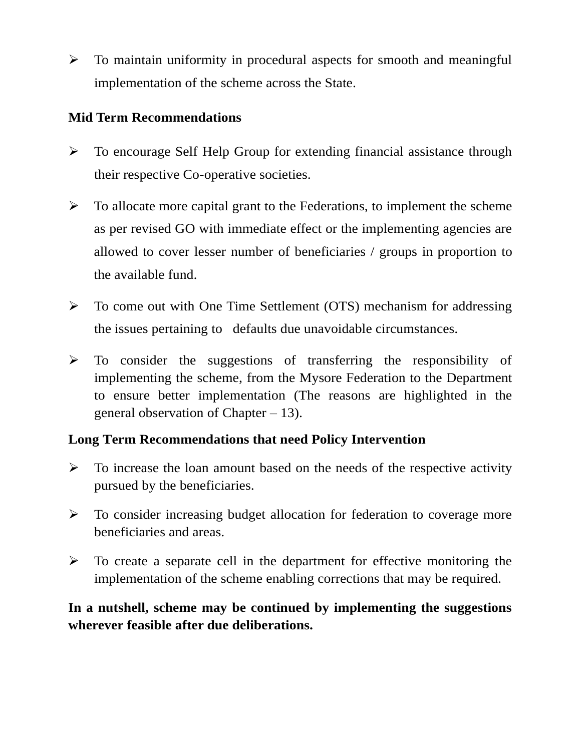- To maintain uniformity in procedural aspects for smooth and meaningful implementation of the scheme across the State.

**Mid Term Recommendations**

- To encourage Self Help Group for extending financial assistance through their respective Co-operative societies.
- To allocate more capital grant to the Federations, to implement the scheme as per revised GO with immediate effect or the implementing agencies are allowed to cover lesser number of beneficiaries / groups in proportion to the available fund.
- To come out with One Time Settlement (OTS) mechanism for addressing the issues pertaining to defaults due unavoidable circumstances.
- To consider the suggestions of transferring the responsibility of implementing the scheme, from the Mysore Federation to the Department to ensure better implementation (The reasons are highlighted in the general observation of Chapter – 13).

**Long Term Recommendations that need Policy Intervention**

- To increase the loan amount based on the needs of the respective activity pursued by the beneficiaries.
- To consider increasing budget allocation for federation to coverage more beneficiaries and areas.
- To create a separate cell in the department for effective monitoring the implementation of the scheme enabling corrections that may be required.

**In a nutshell, scheme may be continued by implementing the suggestions wherever feasible after due deliberations.**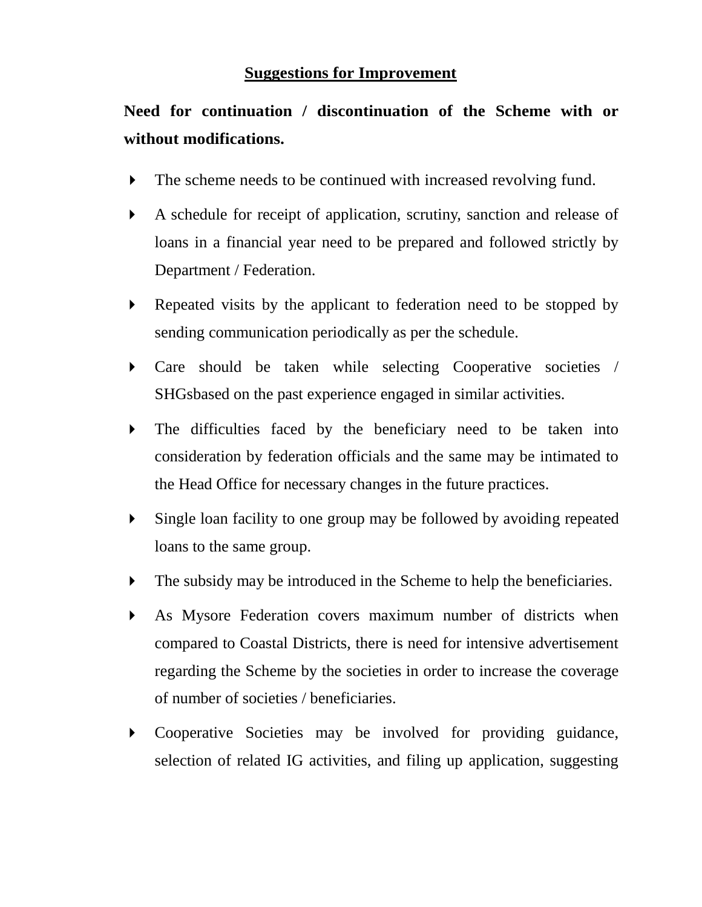## Suggestions for Improvement

**Need for continuation / discontinuation of the Scheme with or without modifications.**

- The scheme needs to be continued with increased revolving fund.
- A schedule for receipt of application, scrutiny, sanction and release of loans in a financial year need to be prepared and followed strictly by Department / Federation.
- Repeated visits by the applicant to federation need to be stopped by sending communication periodically as per the schedule.
- Care should be taken while selecting Cooperative societies / SHGsbased on the past experience engaged in similar activities.
- The difficulties faced by the beneficiary need to be taken into consideration by federation officials and the same may be intimated to the Head Office for necessary changes in the future practices.
- Single loan facility to one group may be followed by avoiding repeated loans to the same group.
- The subsidy may be introduced in the Scheme to help the beneficiaries.
- As Mysore Federation covers maximum number of districts when compared to Coastal Districts, there is need for intensive advertisement regarding the Scheme by the societies in order to increase the coverage of number of societies / beneficiaries.
- Cooperative Societies may be involved for providing guidance, selection of related IG activities, and filing up application, suggesting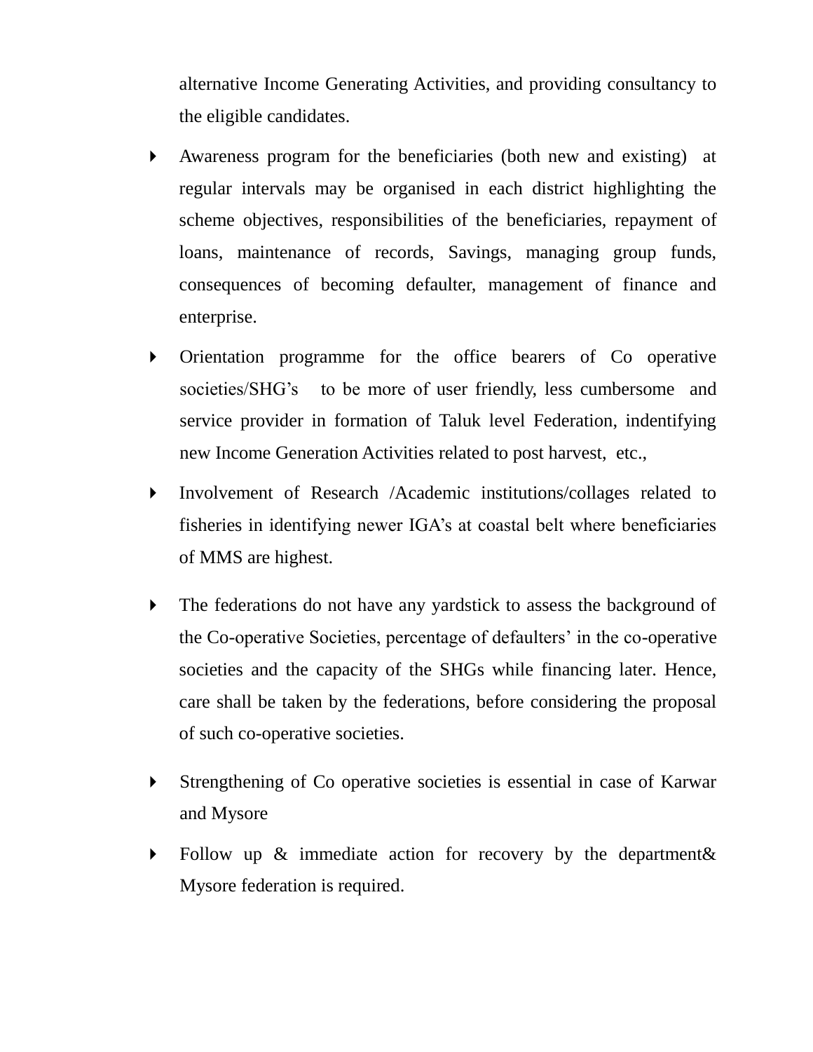alternative Income Generating Activities, and providing consultancy to the eligible candidates.

- Awareness program for the beneficiaries (both new and existing) at regular intervals may be organised in each district highlighting the scheme objectives, responsibilities of the beneficiaries, repayment of loans, maintenance of records, Savings, managing group funds, consequences of becoming defaulter, management of finance and enterprise.
- Orientation programme for the office bearers of Co operative societies/SHG's to be more of user friendly, less cumbersome and service provider in formation of Taluk level Federation, indentifying new Income Generation Activities related to post harvest, etc.,
- Involvement of Research /Academic institutions/collages related to fisheries in identifying newer IGA's at coastal belt where beneficiaries of MMS are highest.
- The federations do not have any yardstick to assess the background of the Co-operative Societies, percentage of defaulters' in the co-operative societies and the capacity of the SHGs while financing later. Hence, care shall be taken by the federations, before considering the proposal of such co-operative societies.
- Strengthening of Co operative societies is essential in case of Karwar and Mysore
- Follow up & immediate action for recovery by the department& Mysore federation is required.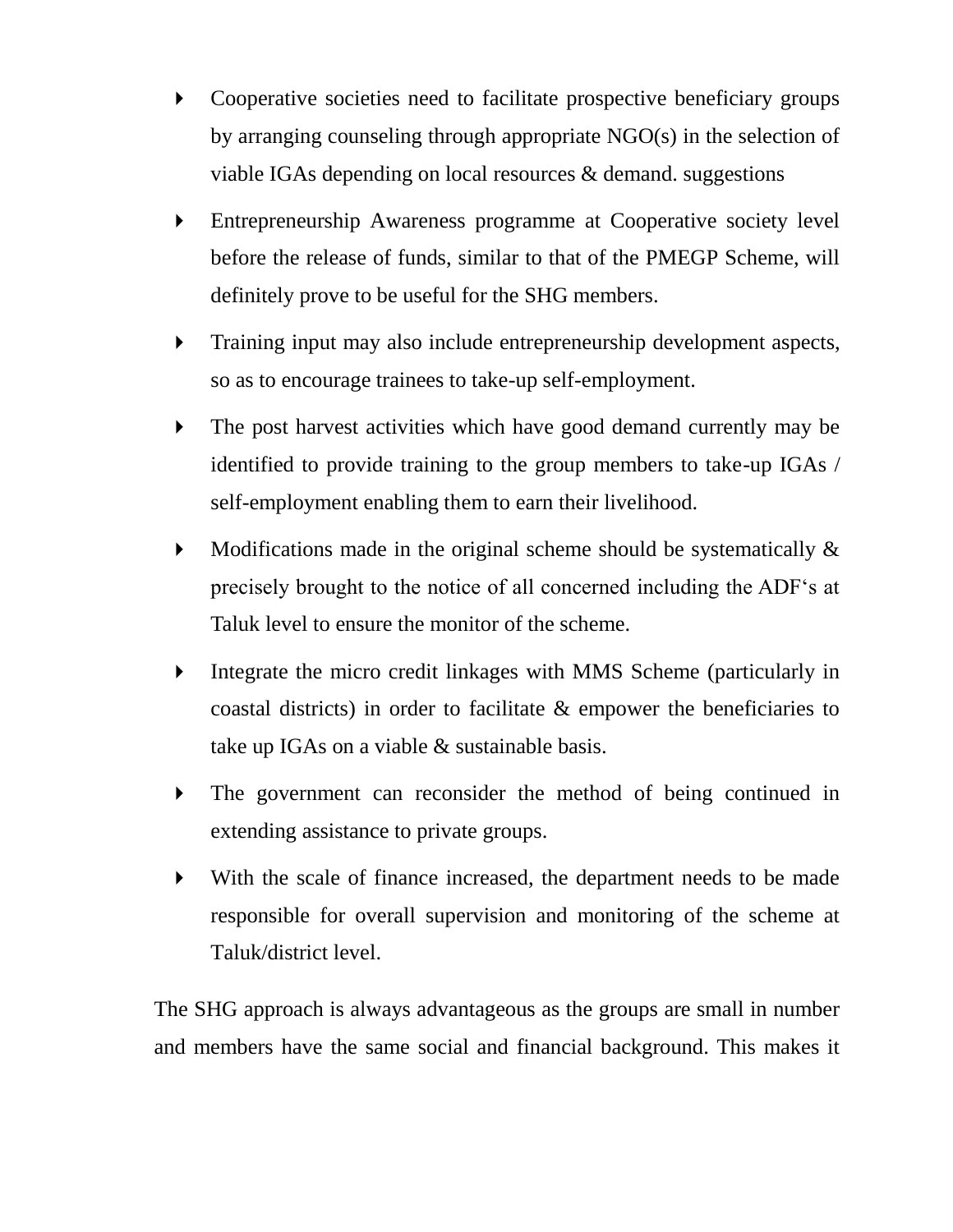- Cooperative societies need to facilitate prospective beneficiary groups by arranging counseling through appropriate NGO(s) in the selection of viable IGAs depending on local resources & demand. suggestions
- Entrepreneurship Awareness programme at Cooperative society level before the release of funds, similar to that of the PMEGP Scheme, will definitely prove to be useful for the SHG members.
- Training input may also include entrepreneurship development aspects, so as to encourage trainees to take-up self-employment.
- The post harvest activities which have good demand currently may be identified to provide training to the group members to take-up IGAs / self-employment enabling them to earn their livelihood.
- Modifications made in the original scheme should be systematically & precisely brought to the notice of all concerned including the ADF's at Taluk level to ensure the monitor of the scheme.
- Integrate the micro credit linkages with MMS Scheme (particularly in coastal districts) in order to facilitate & empower the beneficiaries to take up IGAs on a viable & sustainable basis.
- The government can reconsider the method of being continued in extending assistance to private groups.
- With the scale of finance increased, the department needs to be made responsible for overall supervision and monitoring of the scheme at Taluk/district level.

The SHG approach is always advantageous as the groups are small in number and members have the same social and financial background. This makes it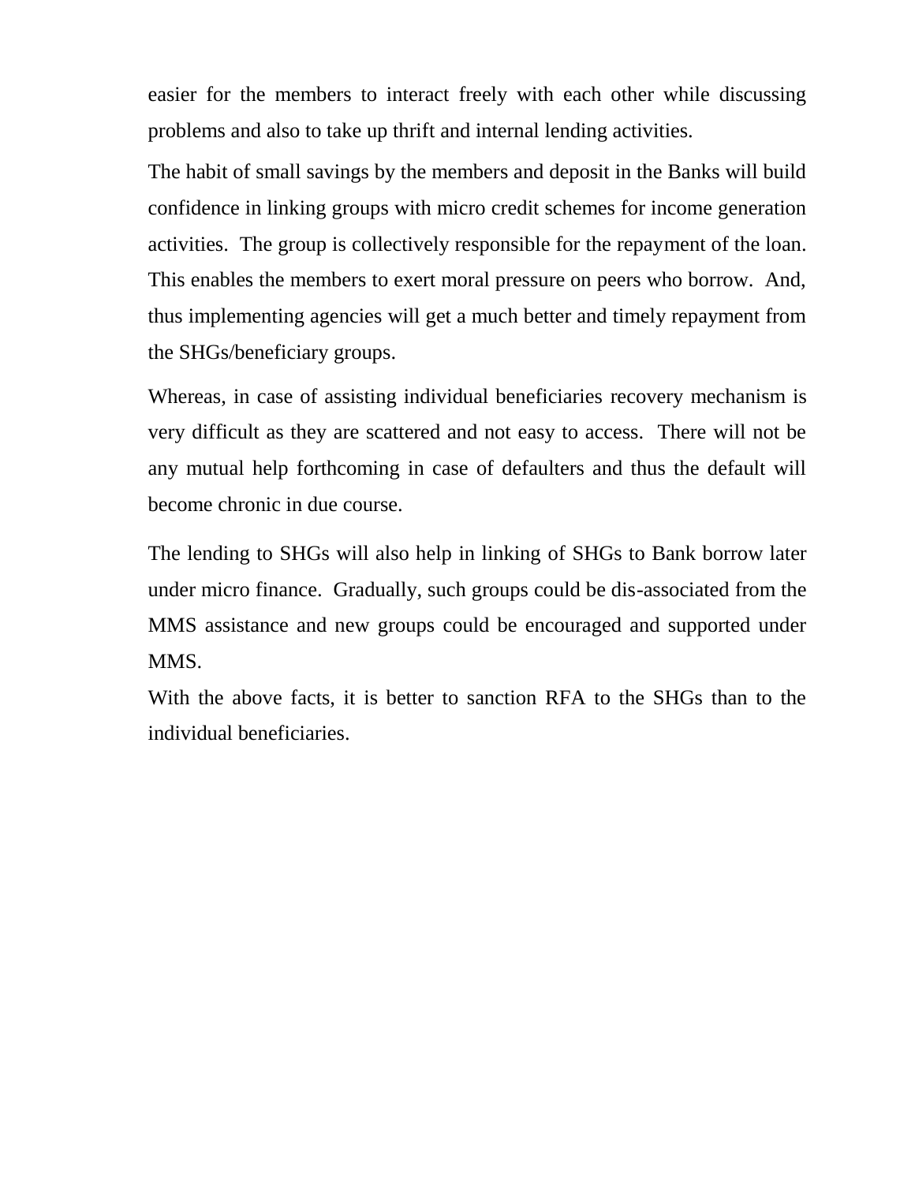easier for the members to interact freely with each other while discussing problems and also to take up thrift and internal lending activities.

The habit of small savings by the members and deposit in the Banks will build confidence in linking groups with micro credit schemes for income generation activities. The group is collectively responsible for the repayment of the loan. This enables the members to exert moral pressure on peers who borrow. And, thus implementing agencies will get a much better and timely repayment from the SHGs/beneficiary groups.

Whereas, in case of assisting individual beneficiaries recovery mechanism is very difficult as they are scattered and not easy to access. There will not be any mutual help forthcoming in case of defaulters and thus the default will become chronic in due course.

The lending to SHGs will also help in linking of SHGs to Bank borrow later under micro finance. Gradually, such groups could be dis-associated from the MMS assistance and new groups could be encouraged and supported under MMS.

With the above facts, it is better to sanction RFA to the SHGs than to the individual beneficiaries.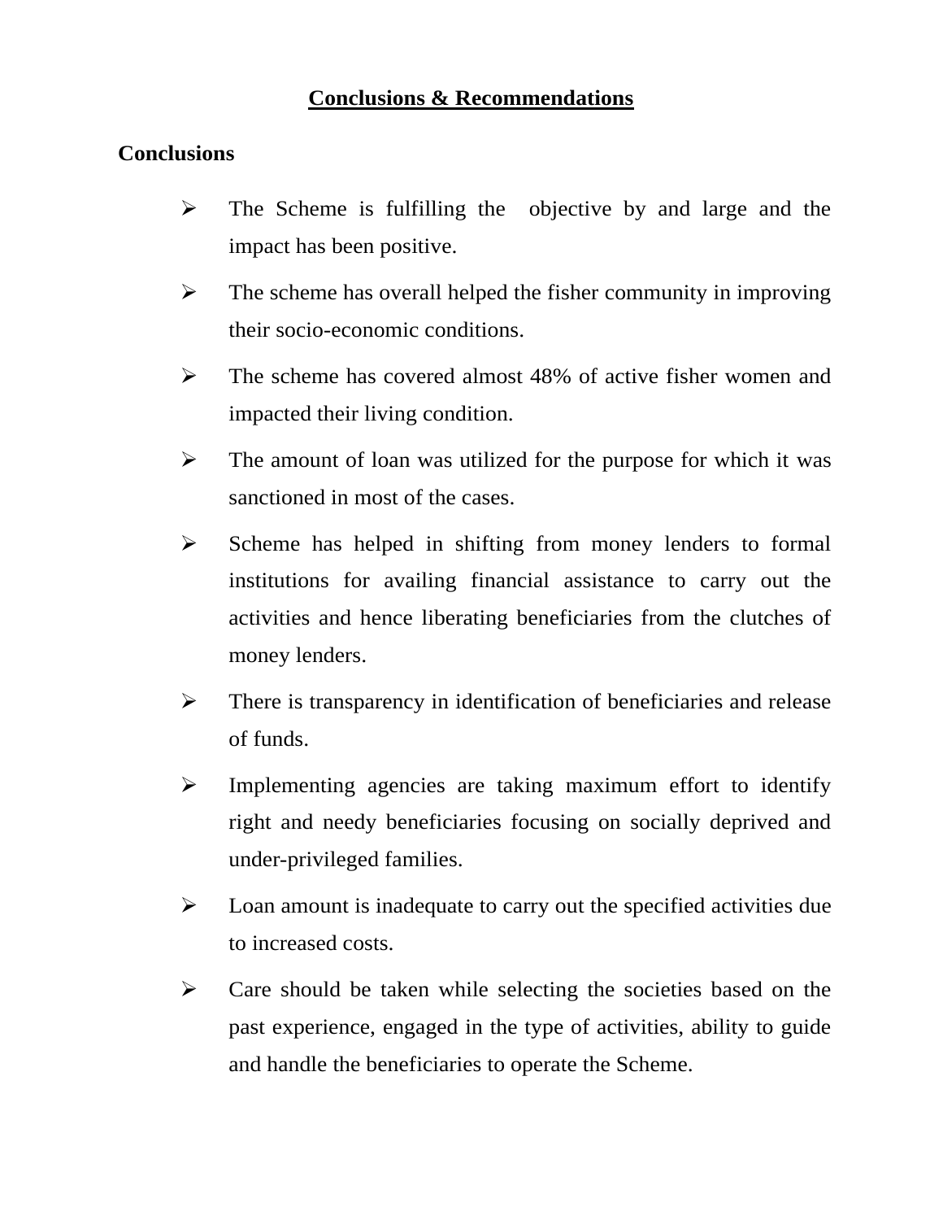# Conclusions & Recommendations

## Conclusions

- The Scheme is fulfilling the objective by and large and the impact has been positive.
- The scheme has overall helped the fisher community in improving their socio-economic conditions.
- The scheme has covered almost 48% of active fisher women and impacted their living condition.
- The amount of loan was utilized for the purpose for which it was sanctioned in most of the cases.
- Scheme has helped in shifting from money lenders to formal institutions for availing financial assistance to carry out the activities and hence liberating beneficiaries from the clutches of money lenders.
- There is transparency in identification of beneficiaries and release of funds.
- Implementing agencies are taking maximum effort to identify right and needy beneficiaries focusing on socially deprived and under-privileged families.
- Loan amount is inadequate to carry out the specified activities due to increased costs.
- Care should be taken while selecting the societies based on the past experience, engaged in the type of activities, ability to guide and handle the beneficiaries to operate the Scheme.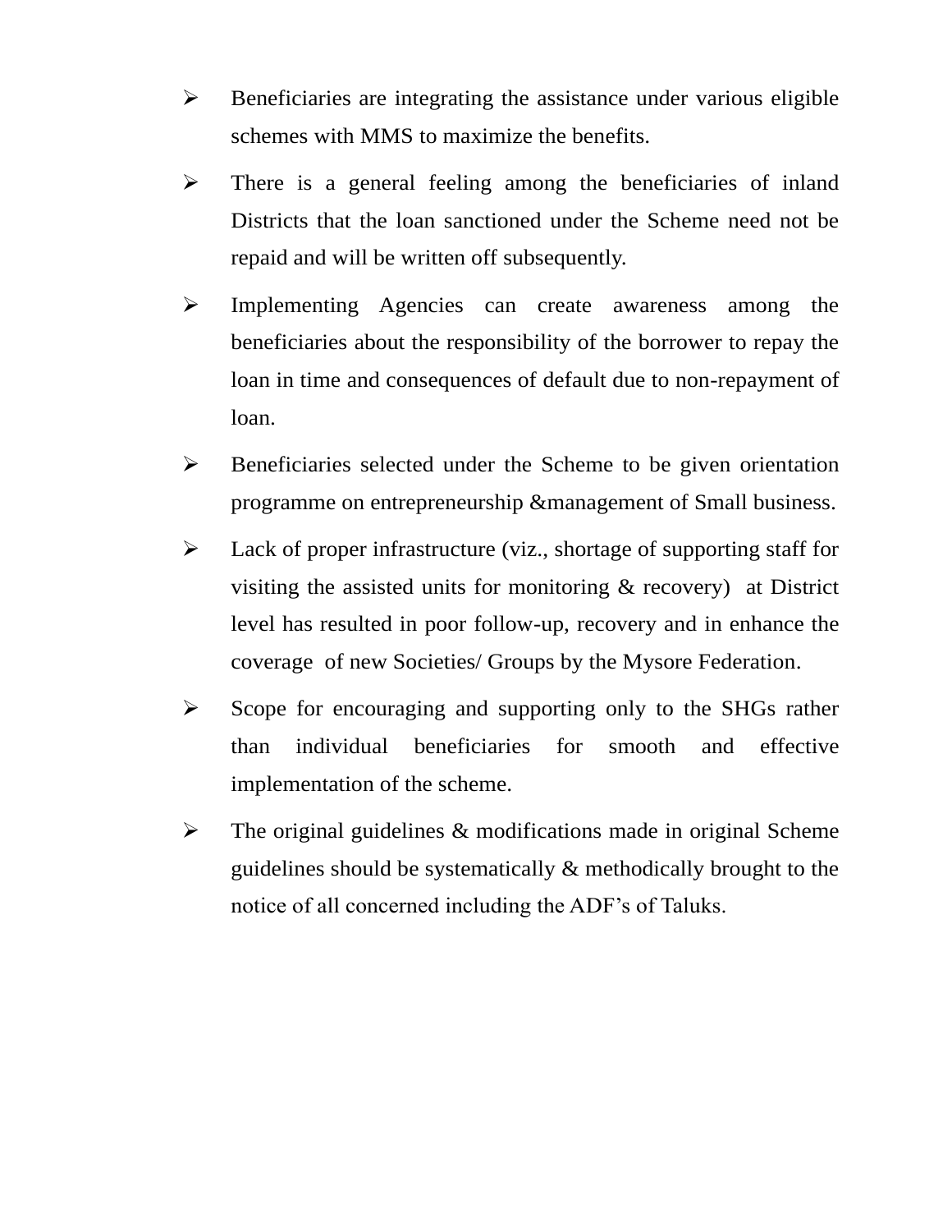- Beneficiaries are integrating the assistance under various eligible schemes with MMS to maximize the benefits.
- There is a general feeling among the beneficiaries of inland Districts that the loan sanctioned under the Scheme need not be repaid and will be written off subsequently.
- Implementing Agencies can create awareness among the beneficiaries about the responsibility of the borrower to repay the loan in time and consequences of default due to non-repayment of loan.
- Beneficiaries selected under the Scheme to be given orientation programme on entrepreneurship &management of Small business.
- Lack of proper infrastructure (viz., shortage of supporting staff for visiting the assisted units for monitoring & recovery) at District level has resulted in poor follow-up, recovery and in enhance the coverage of new Societies/ Groups by the Mysore Federation.
- Scope for encouraging and supporting only to the SHGs rather than individual beneficiaries for smooth and effective implementation of the scheme.
- The original guidelines & modifications made in original Scheme guidelines should be systematically & methodically brought to the notice of all concerned including the ADF's of Taluks.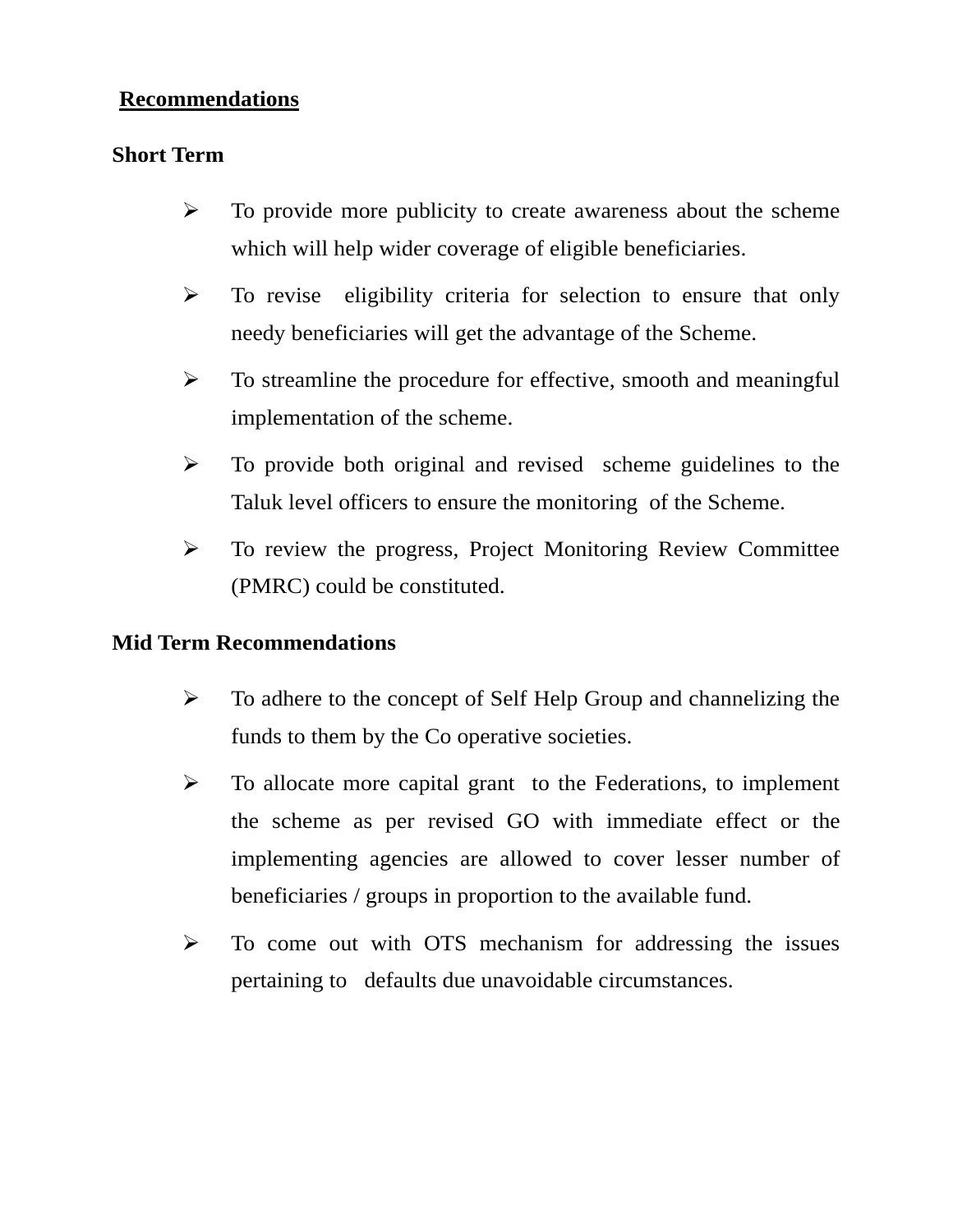## Recommendations

### Short Term

- To provide more publicity to create awareness about the scheme which will help wider coverage of eligible beneficiaries.
- To revise eligibility criteria for selection to ensure that only needy beneficiaries will get the advantage of the Scheme.
- To streamline the procedure for effective, smooth and meaningful implementation of the scheme.
- To provide both original and revised scheme guidelines to the Taluk level officers to ensure the monitoring of the Scheme.
- To review the progress, Project Monitoring Review Committee (PMRC) could be constituted.

### Mid Term Recommendations

- To adhere to the concept of Self Help Group and channelizing the funds to them by the Co operative societies.
- To allocate more capital grant to the Federations, to implement the scheme as per revised GO with immediate effect or the implementing agencies are allowed to cover lesser number of beneficiaries / groups in proportion to the available fund.
- To come out with OTS mechanism for addressing the issues pertaining to defaults due unavoidable circumstances.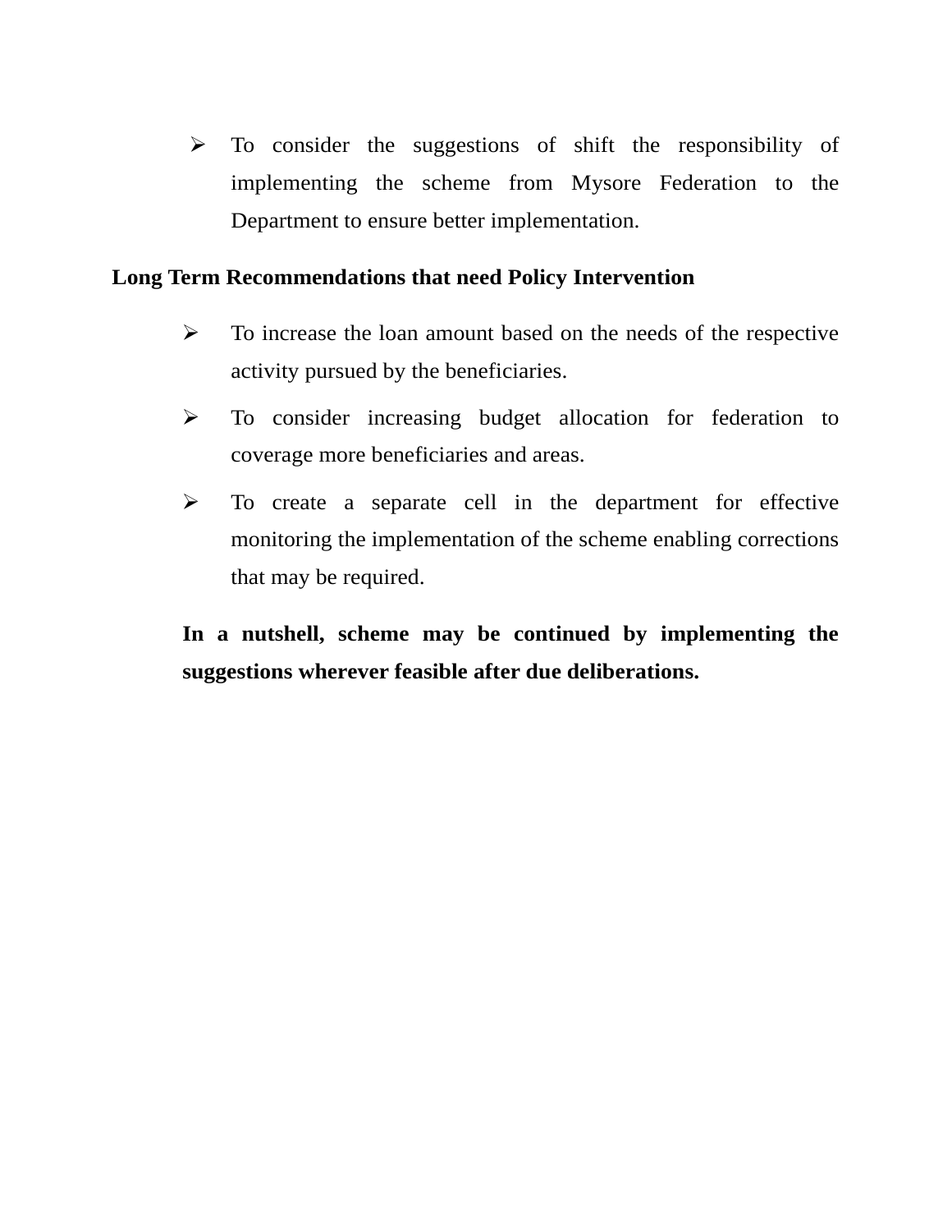- To consider the suggestions of shift the responsibility of implementing the scheme from Mysore Federation to the Department to ensure better implementation.

**Long Term Recommendations that need Policy Intervention**

- To increase the loan amount based on the needs of the respective activity pursued by the beneficiaries.
- To consider increasing budget allocation for federation to coverage more beneficiaries and areas.
- To create a separate cell in the department for effective monitoring the implementation of the scheme enabling corrections that may be required.

**In a nutshell, scheme may be continued by implementing the suggestions wherever feasible after due deliberations.**